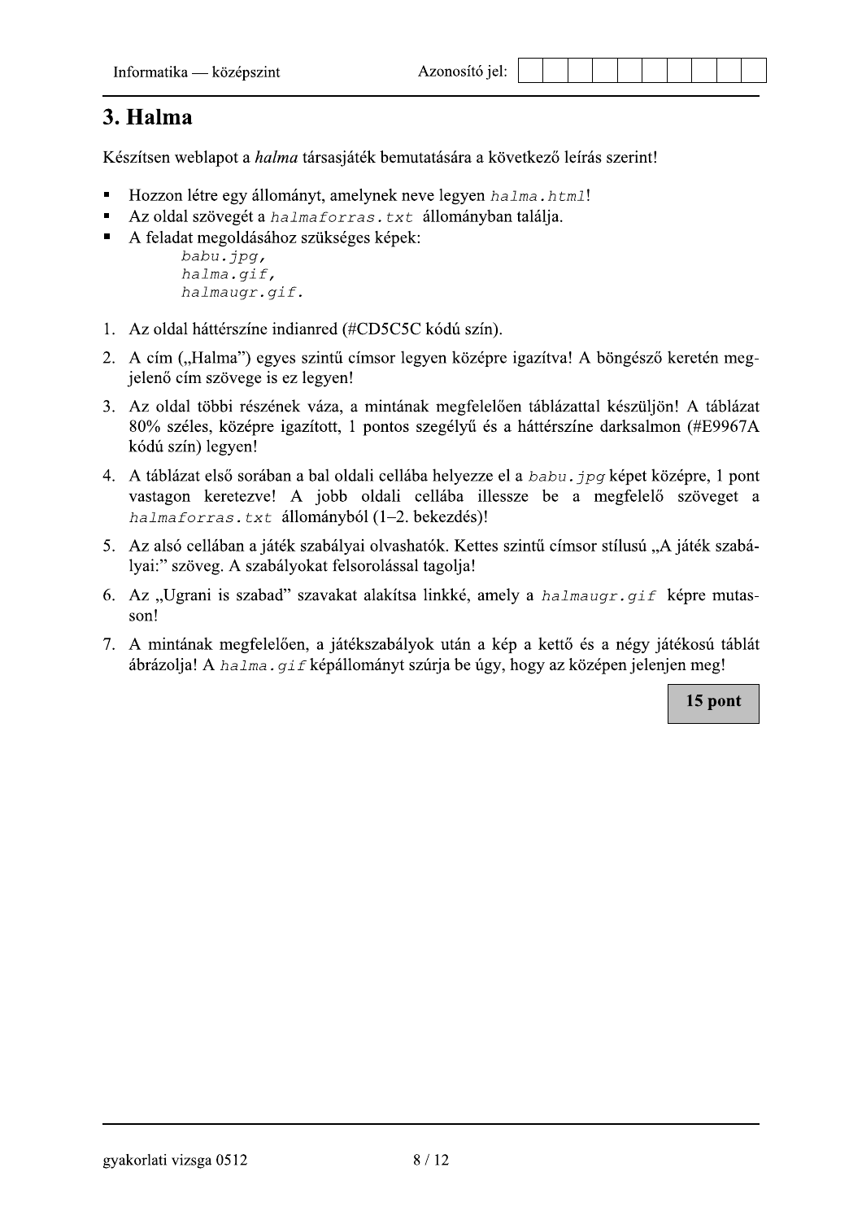## 3. Halma

Készítsen weblapot a *halma* társasjáték bemutatására a következő leírás szerint!

- Hozzon létre egy állományt, amelynek neve legyen `halma.html`!
- Az oldal szövegét a `halmaforras.txt` állományban találja.
- A feladat megoldásához szükséges képek:
  - *babu.jpg,*
  - *halma.gif,*
  - *halmaugr.gif.*

1. Az oldal háttérszíne indianred (#CD5C5C kódú szín).
2. A cím („Halma”) egyes szintű címsor legyen középre igazítva! A böngésző keretén megjelenő cím szövege is ez legyen!
3. Az oldal többi részének váza, a mintának megfelelően táblázattal készüljön! A táblázat 80% széles, középre igazított, 1 pontos szegélyű és a háttérszíne darksalmon (#E9967A kódú szín) legyen!
4. A táblázat első sorában a bal oldali cellába helyezze el a `babu.jpg` képet középre, 1 pont vastagon keretezve! A jobb oldali cellába illessze be a megfelelő szöveget a `halmaforras.txt` állományból (1–2. bekezdés)!
5. Az alsó cellában a játék szabályai olvashatók. Kettes szintű címsor stílusú „A játék szabályai:” szöveg. A szabályokat felsorolással tagolja!
6. Az „Ugrani is szabad” szavakat alakítsa linkké, amely a `halmaugr.gif` képre mutasson!
7. A mintának megfelelően, a játékszabályok után a kép a kettő és a négy játékosú táblát ábrázolja! A `halma.gif` képállományt szúrja be úgy, hogy az középen jelenjen meg!

**15 pont**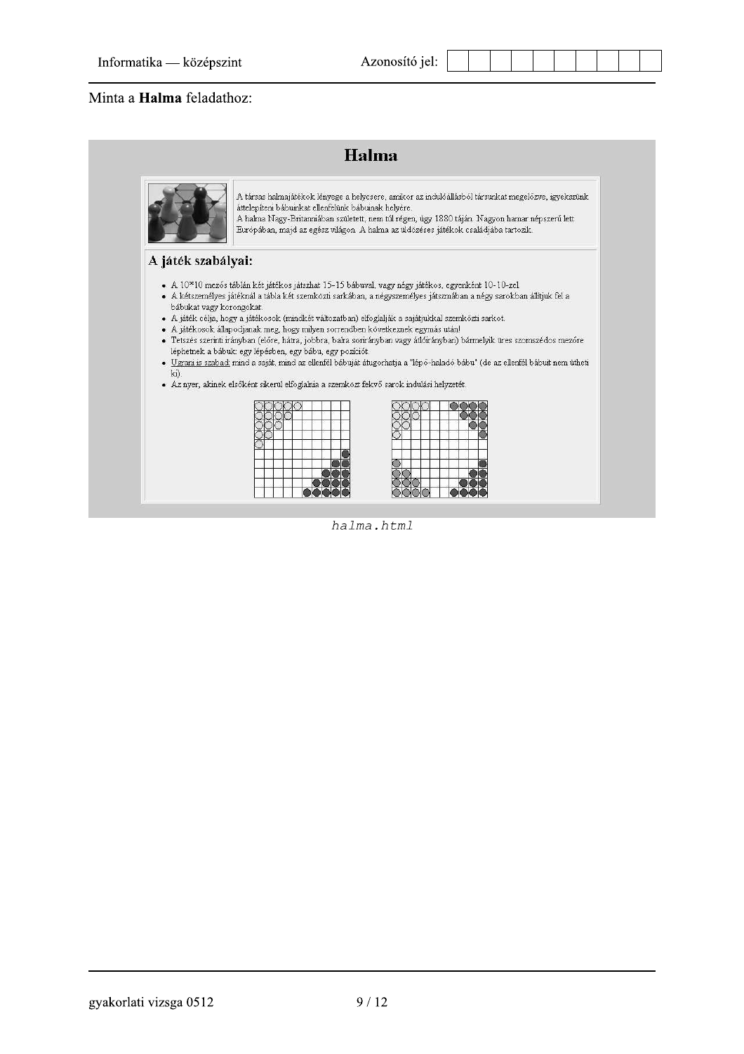Minta a **Halma** feladathoz:

# Halma

A társas halmajátékok lényege a helycsere, amikor az indulóállásból társunkat megelőzve, igyekszünk átteleпíteni bábuinkat ellenfelünk bábuinak helyére.
A halma Nagy-Britanniában született, nem túl régen, úgy 1880 táján. Nagyon hamar népszerű lett Európában, majd az egész világon. A halma az üldözéses játékok családjába tartozik.

## A játék szabályai:

- A 10*10 mezős táblán két játékos játszhat 15-15 bábuval, vagy négy játékos, egyenként 10-10-zel.
- A kétszemélyes játéknál a tábla két szemközti sarkában, a négyszemélyes játszmában a négy sarokban állítjuk fel a bábukat vagy korongokat.
- A játék célja, hogy a játékosok (mindkét változatban) elfoglalják a sajátjukkal szemközti sarkot.
- A játékosok állapodjanak meg, hogy milyen sorrendben következnek egymás után!
- Tetszés szerinti irányban (előre, hátra, jobbra, balra sorirányban vagy átlóirányban) bármelyik üres szomszédos mezőre léphetnek a bábuk: egy lépésben, egy bábu, egy pozíciót.
- Ugrani is szabad: mind a saját, mind az ellenfél bábuját átugorhatja a "lépő-haladó bábu" (de az ellenfél bábuit nem ütheti ki).
- Az nyer, akinek elsőként sikerül elfoglalnia a szemközt fekvő sarok indulási helyzetét.

halma.html